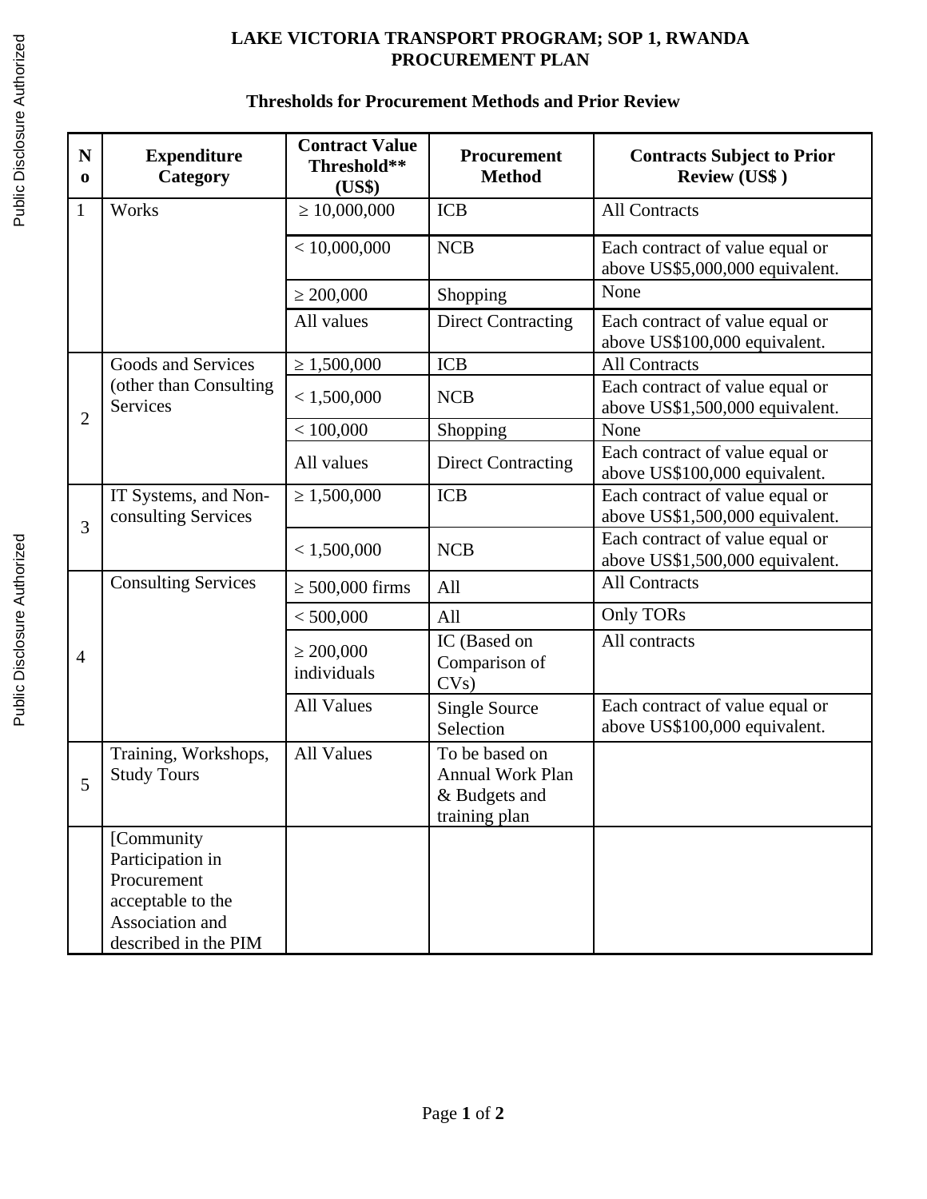# LAKE VICTORIA TRANSPORT PROGRAM; SOP 1, RWANDA
# PROCUREMENT PLAN

## Thresholds for Procurement Methods and Prior Review

| No | Expenditure Category | Contract Value Threshold** (US$) | Procurement Method | Contracts Subject to Prior Review (US$ ) |
|---|---|---|---|---|
| 1 | Works | ≥ 10,000,000 | ICB | All Contracts |
| | | < 10,000,000 | NCB | Each contract of value equal or above US$5,000,000 equivalent. |
| | | ≥ 200,000 | Shopping | None |
| | | All values | Direct Contracting | Each contract of value equal or above US$100,000 equivalent. |
| 2 | Goods and Services (other than Consulting Services | ≥ 1,500,000 | ICB | All Contracts |
| | | < 1,500,000 | NCB | Each contract of value equal or above US$1,500,000 equivalent. |
| | | < 100,000 | Shopping | None |
| | | All values | Direct Contracting | Each contract of value equal or above US$100,000 equivalent. |
| 3 | IT Systems, and Non-consulting Services | ≥ 1,500,000 | ICB | Each contract of value equal or above US$1,500,000 equivalent. |
| | | < 1,500,000 | NCB | Each contract of value equal or above US$1,500,000 equivalent. |
| 4 | Consulting Services | ≥ 500,000 firms | All | All Contracts |
| | | < 500,000 | All | Only TORs |
| | | ≥ 200,000 individuals | IC (Based on Comparison of CVs) | All contracts |
| | | All Values | Single Source Selection | Each contract of value equal or above US$100,000 equivalent. |
| 5 | Training, Workshops, Study Tours | All Values | To be based on Annual Work Plan & Budgets and training plan | |
| | [Community Participation in Procurement acceptable to the Association and described in the PIM | | | |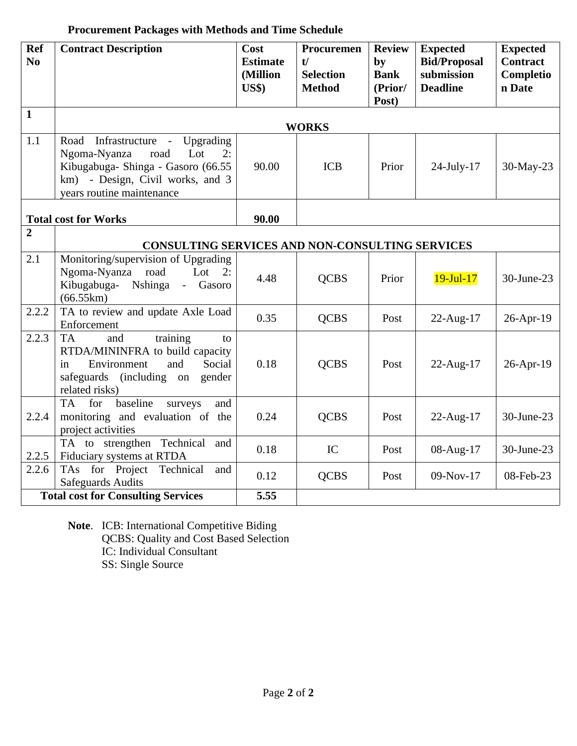**Procurement Packages with Methods and Time Schedule**

| Ref No | Contract Description | Cost Estimate (Million US$) | Procurement/ Selection Method | Review by Bank (Prior/ Post) | Expected Bid/Proposal submission Deadline | Expected Contract Completion Date |
|---|---|---|---|---|---|---|
| **1** | **WORKS** | | | | | |
| 1.1 | Road Infrastructure - Upgrading Ngoma-Nyanza road Lot 2: Kibugabuga- Shinga - Gasoro (66.55 km) - Design, Civil works, and 3 years routine maintenance | 90.00 | ICB | Prior | 24-July-17 | 30-May-23 |
| **Total cost for Works** | | **90.00** | | | | |
| **2** | **CONSULTING SERVICES AND NON-CONSULTING SERVICES** | | | | | |
| 2.1 | Monitoring/supervision of Upgrading Ngoma-Nyanza road Lot 2: Kibugabuga- Nshinga - Gasoro (66.55km) | 4.48 | QCBS | Prior | 19-Jul-17 | 30-June-23 |
| 2.2.2 | TA to review and update Axle Load Enforcement | 0.35 | QCBS | Post | 22-Aug-17 | 26-Apr-19 |
| 2.2.3 | TA and training to RTDA/MININFRA to build capacity in Environment and Social safeguards (including on gender related risks) | 0.18 | QCBS | Post | 22-Aug-17 | 26-Apr-19 |
| 2.2.4 | TA for baseline surveys and monitoring and evaluation of the project activities | 0.24 | QCBS | Post | 22-Aug-17 | 30-June-23 |
| 2.2.5 | TA to strengthen Technical and Fiduciary systems at RTDA | 0.18 | IC | Post | 08-Aug-17 | 30-June-23 |
| 2.2.6 | TAs for Project Technical and Safeguards Audits | 0.12 | QCBS | Post | 09-Nov-17 | 08-Feb-23 |
| **Total cost for Consulting Services** | | **5.55** | | | | |

**Note**. ICB: International Competitive Biding
QCBS: Quality and Cost Based Selection
IC: Individual Consultant
SS: Single Source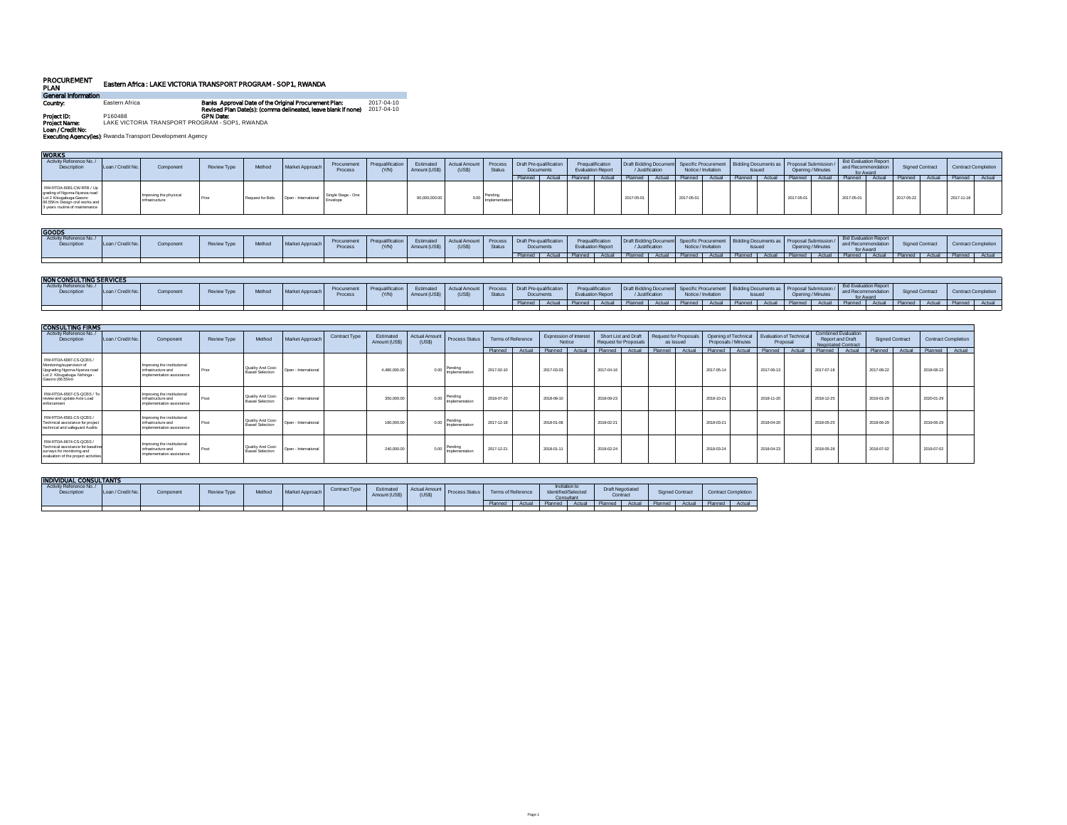# PROCUREMENT PLAN

**Eastern Africa : LAKE VICTORIA TRANSPORT PROGRAM - SOP1, RWANDA**

**General Information**

**Country:** Eastern Africa

**Banks Approval Date of the Original Procurement Plan:** 2017-04-10

**Revised Plan Date(s): (comma delineated, leave blank if none)** 2017-04-10

**Project ID:** P160488

**GPN Date:**

**Project Name:** LAKE VICTORIA TRANSPORT PROGRAM - SOP1, RWANDA

**Loan / Credit No:**

**Executing Agency(ies):** Rwanda Transport Development Agency

## WORKS

| Activity Reference No. / Description | Loan / Credit No. | Component | Review Type | Method | Market Approach | Procurement Process | Prequalification (Y/N) | Estimated Amount (US$) | Actual Amount (US$) | Process Status | Draft Pre-qualification Documents | | Prequalification Evaluation Report | | Draft Bidding Document / Justification | | Specific Procurement Notice / Invitation | | Bidding Documents as Issued | | Proposal Submission / Opening / Minutes | | Bid Evaluation Report and Recommendation for Award | | Signed Contract | | Contract Completion | |
|---|---|---|---|---|---|---|---|---|---|---|---|---|---|---|---|---|---|---|---|---|---|---|---|---|---|---|---|---|
| | | | | | | | | | | | Planned | Actual | Planned | Actual | Planned | Actual | Planned | Actual | Planned | Actual | Planned | Actual | Planned | Actual | Planned | Actual | Planned | Actual |
| RW-RTDA-6081-CW-RFB / Upgrading of Ngoma-Nyanza road Lot 2 Kibugabuga-Gasoro 66.55Km Design civil works and 3 years routine of maintenance | | Improving the physical infrastructure | Prior | Request for Bids | Open - International | Single Stage - One Envelope | | 90,000,000.00 | 0.00 | Pending Implementation | | | | | 2017-05-01 | | 2017-05-01 | | | | 2017-05-01 | | 2017-05-01 | | 2017-05-22 | | 2017-11-18 | |

## GOODS

| Activity Reference No. / Description | Loan / Credit No. | Component | Review Type | Method | Market Approach | Procurement Process | Prequalification (Y/N) | Estimated Amount (US$) | Actual Amount (US$) | Process Status | Draft Pre-qualification Documents | | Prequalification Evaluation Report | | Draft Bidding Document / Justification | | Specific Procurement Notice / Invitation | | Bidding Documents as Issued | | Proposal Submission / Opening / Minutes | | Bid Evaluation Report and Recommendation for Award | | Signed Contract | | Contract Completion | |
|---|---|---|---|---|---|---|---|---|---|---|---|---|---|---|---|---|---|---|---|---|---|---|---|---|---|---|---|---|
| | | | | | | | | | | | Planned | Actual | Planned | Actual | Planned | Actual | Planned | Actual | Planned | Actual | Planned | Actual | Planned | Actual | Planned | Actual | Planned | Actual |

## NON CONSULTING SERVICES

| Activity Reference No. / Description | Loan / Credit No. | Component | Review Type | Method | Market Approach | Procurement Process | Prequalification (Y/N) | Estimated Amount (US$) | Actual Amount (US$) | Process Status | Draft Pre-qualification Documents | | Prequalification Evaluation Report | | Draft Bidding Document / Justification | | Specific Procurement Notice / Invitation | | Bidding Documents as Issued | | Proposal Submission / Opening / Minutes | | Bid Evaluation Report and Recommendation for Award | | Signed Contract | | Contract Completion | |
|---|---|---|---|---|---|---|---|---|---|---|---|---|---|---|---|---|---|---|---|---|---|---|---|---|---|---|---|---|
| | | | | | | | | | | | Planned | Actual | Planned | Actual | Planned | Actual | Planned | Actual | Planned | Actual | Planned | Actual | Planned | Actual | Planned | Actual | Planned | Actual |

## CONSULTING FIRMS

| Activity Reference No. / Description | Loan / Credit No. | Component | Review Type | Method | Market Approach | Contract Type | Estimated Amount (US$) | Actual Amount (US$) | Process Status | Terms of Reference | | Expression of Interest Notice | | Short List and Draft Request for Proposals | | Request for Proposals as Issued | | Opening of Technical Proposals / Minutes | | Evaluation of Technical Proposal | | Combined Evaluation Report and Draft Negotiated Contract | | Signed Contract | | Contract Completion | |
|---|---|---|---|---|---|---|---|---|---|---|---|---|---|---|---|---|---|---|---|---|---|---|---|---|---|---|---|
| | | | | | | | | | | Planned | Actual | Planned | Actual | Planned | Actual | Planned | Actual | Planned | Actual | Planned | Actual | Planned | Actual | Planned | Actual | Planned | Actual |
| RW-RTDA-6087-CS-QCBS / Monitoring/supervision of Upgrading Ngoma-Nyanza road Lot 2: Kibugabuga- Nshinga - Gasoro (66.55km | | Improving the institutional infrastructure and implementation assistance | Prior | Quality And Cost-Based Selection | Open - International | | 4,480,000.00 | 0.00 | Pending Implementation | 2017-02-10 | | 2017-03-03 | | 2017-04-16 | | | | 2017-05-14 | | 2017-06-13 | | 2017-07-18 | | 2017-08-22 | | 2018-08-22 | |
| RW-RTDA-6567-CS-QCBS / To review and update Axle Load enforcement | | Improving the institutional infrastructure and implementation assistance | Post | Quality And Cost-Based Selection | Open - International | | 350,000.00 | 0.00 | Pending Implementation | 2018-07-20 | | 2018-08-10 | | 2018-09-23 | | | | 2018-10-21 | | 2018-11-20 | | 2018-12-25 | | 2019-01-29 | | 2020-01-29 | |
| RW-RTDA-6581-CS-QCBS / Technical assistance for project technical and safeguard Audits | | Improving the institutional infrastructure and implementation assistance | Post | Quality And Cost-Based Selection | Open - International | | 180,000.00 | 0.00 | Pending Implementation | 2017-12-18 | | 2018-01-08 | | 2018-02-21 | | | | 2018-03-21 | | 2018-04-20 | | 2018-05-25 | | 2018-06-29 | | 2019-06-29 | |
| RW-RTDA-6674-CS-QCBS / Technical assistance for baseline surveys for monitoring and evaluation of the project activities | | Improving the institutional infrastructure and implementation assistance | Post | Quality And Cost-Based Selection | Open - International | | 240,000.00 | 0.00 | Pending Implementation | 2017-12-21 | | 2018-01-11 | | 2018-02-24 | | | | 2018-03-24 | | 2018-04-23 | | 2018-05-28 | | 2018-07-02 | | 2019-07-02 | |

## INDIVIDUAL CONSULTANTS

| Activity Reference No. / Description | Loan / Credit No. | Component | Review Type | Method | Market Approach | Contract Type | Estimated Amount (US$) | Actual Amount (US$) | Process Status | Terms of Reference | | Invitation to Identified/Selected Consultant | | Draft Negotiated Contract | | Signed Contract | | Contract Completion | |
|---|---|---|---|---|---|---|---|---|---|---|---|---|---|---|---|---|---|---|---|
| | | | | | | | | | | Planned | Actual | Planned | Actual | Planned | Actual | Planned | Actual | Planned | Actual |